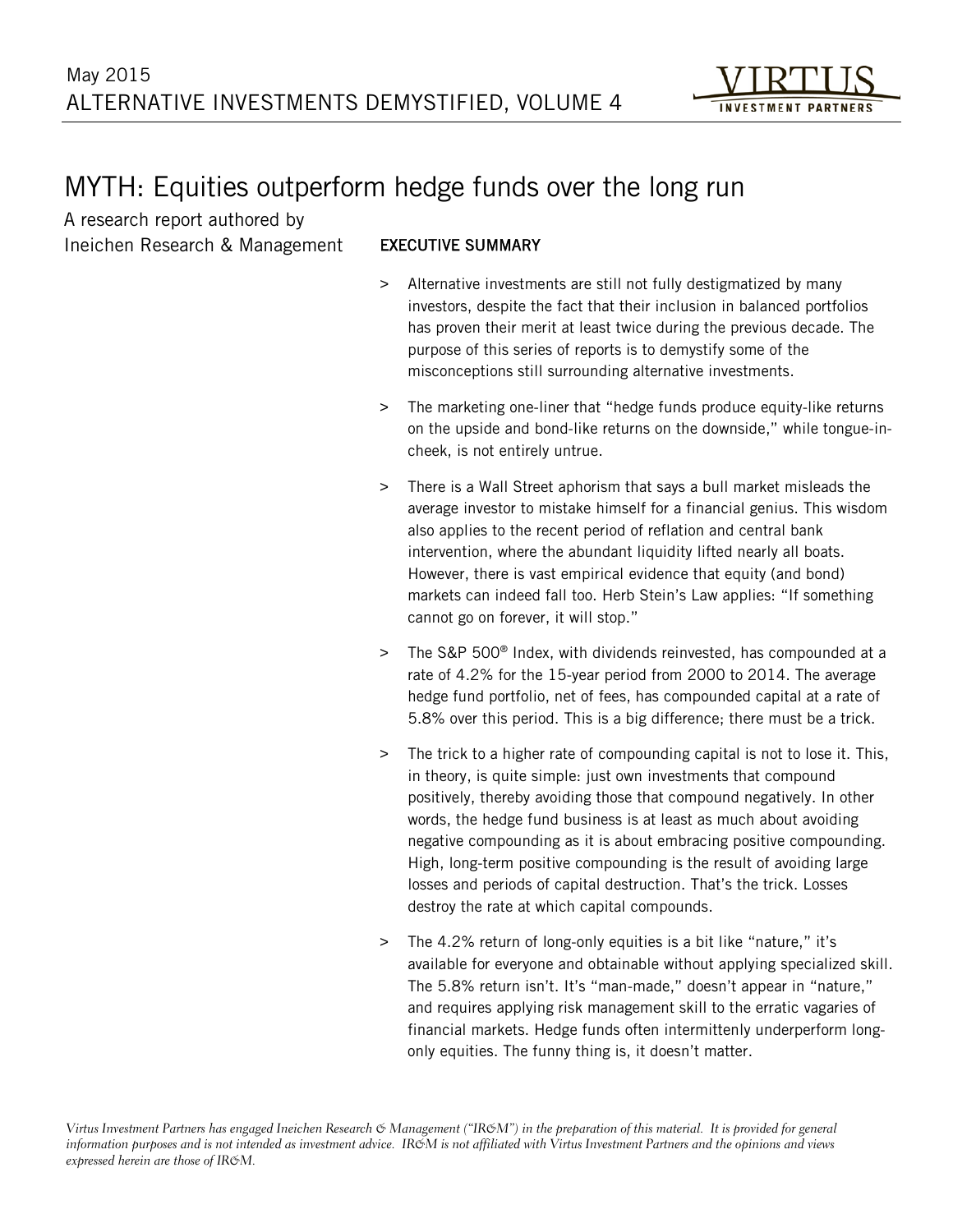May 2015
ALTERNATIVE INVESTMENTS DEMYSTIFIED, VOLUME 4

# MYTH: Equities outperform hedge funds over the long run

A research report authored by
Ineichen Research & Management

## EXECUTIVE SUMMARY

> Alternative investments are still not fully destigmatized by many investors, despite the fact that their inclusion in balanced portfolios has proven their merit at least twice during the previous decade. The purpose of this series of reports is to demystify some of the misconceptions still surrounding alternative investments.

> The marketing one-liner that "hedge funds produce equity-like returns on the upside and bond-like returns on the downside," while tongue-in-cheek, is not entirely untrue.

> There is a Wall Street aphorism that says a bull market misleads the average investor to mistake himself for a financial genius. This wisdom also applies to the recent period of reflation and central bank intervention, where the abundant liquidity lifted nearly all boats. However, there is vast empirical evidence that equity (and bond) markets can indeed fall too. Herb Stein's Law applies: "If something cannot go on forever, it will stop."

> The S&P 500® Index, with dividends reinvested, has compounded at a rate of 4.2% for the 15-year period from 2000 to 2014. The average hedge fund portfolio, net of fees, has compounded capital at a rate of 5.8% over this period. This is a big difference; there must be a trick.

> The trick to a higher rate of compounding capital is not to lose it. This, in theory, is quite simple: just own investments that compound positively, thereby avoiding those that compound negatively. In other words, the hedge fund business is at least as much about avoiding negative compounding as it is about embracing positive compounding. High, long-term positive compounding is the result of avoiding large losses and periods of capital destruction. That's the trick. Losses destroy the rate at which capital compounds.

> The 4.2% return of long-only equities is a bit like "nature," it's available for everyone and obtainable without applying specialized skill. The 5.8% return isn't. It's "man-made," doesn't appear in "nature," and requires applying risk management skill to the erratic vagaries of financial markets. Hedge funds often intermittently underperform long-only equities. The funny thing is, it doesn't matter.

*Virtus Investment Partners has engaged Ineichen Research & Management ("IR&M") in the preparation of this material. It is provided for general information purposes and is not intended as investment advice. IR&M is not affiliated with Virtus Investment Partners and the opinions and views expressed herein are those of IR&M.*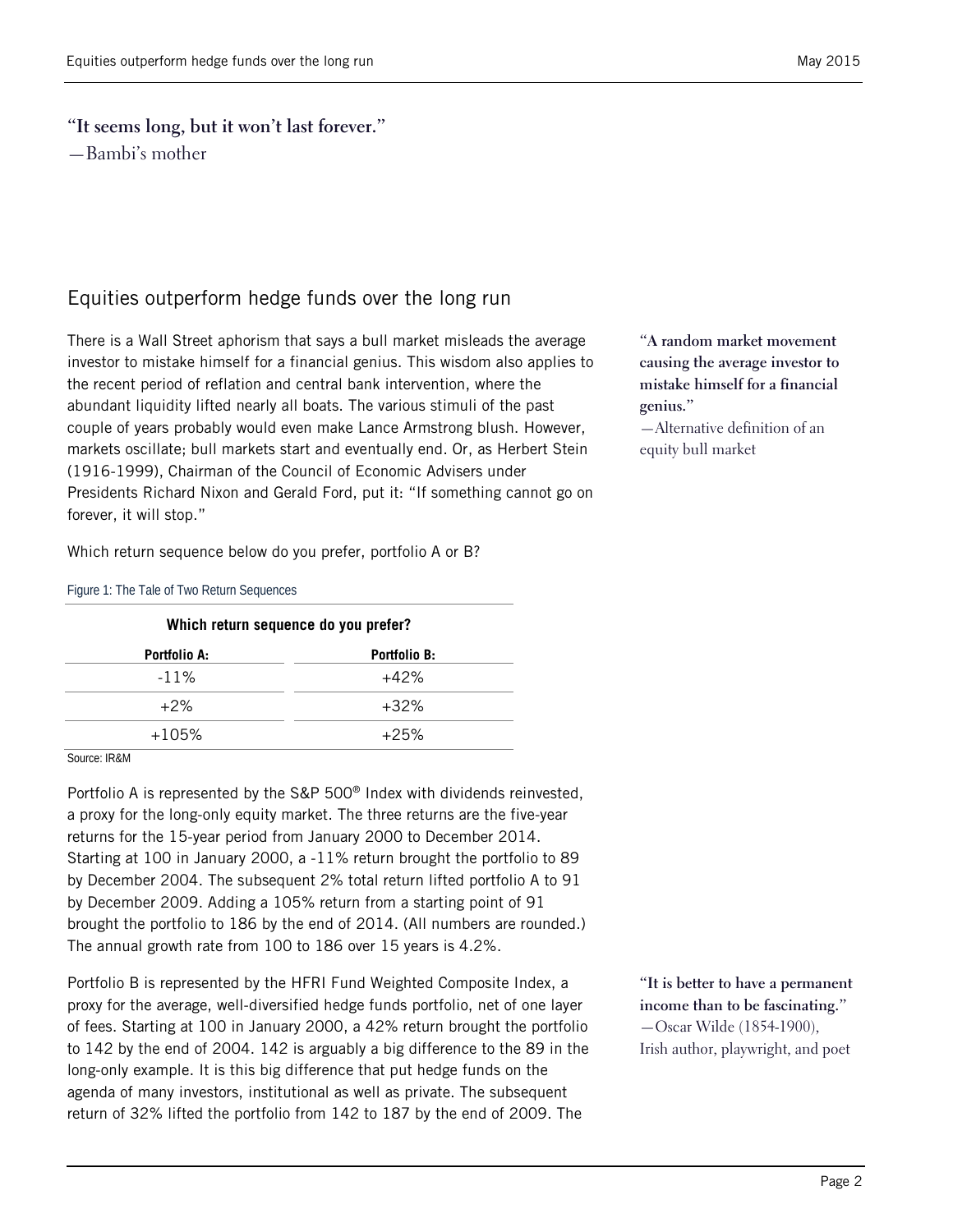"**It seems long, but it won't last forever.**"
—Bambi's mother

## Equities outperform hedge funds over the long run

There is a Wall Street aphorism that says a bull market misleads the average investor to mistake himself for a financial genius. This wisdom also applies to the recent period of reflation and central bank intervention, where the abundant liquidity lifted nearly all boats. The various stimuli of the past couple of years probably would even make Lance Armstrong blush. However, markets oscillate; bull markets start and eventually end. Or, as Herbert Stein (1916-1999), Chairman of the Council of Economic Advisers under Presidents Richard Nixon and Gerald Ford, put it: "If something cannot go on forever, it will stop."

"**A random market movement causing the average investor to mistake himself for a financial genius.**"
—Alternative definition of an equity bull market

Which return sequence below do you prefer, portfolio A or B?

Figure 1: The Tale of Two Return Sequences

**Which return sequence do you prefer?**

| Portfolio A: | Portfolio B: |
|---|---|
| -11% | +42% |
| +2% | +32% |
| +105% | +25% |

Source: IR&M

Portfolio A is represented by the S&P 500® Index with dividends reinvested, a proxy for the long-only equity market. The three returns are the five-year returns for the 15-year period from January 2000 to December 2014. Starting at 100 in January 2000, a -11% return brought the portfolio to 89 by December 2004. The subsequent 2% total return lifted portfolio A to 91 by December 2009. Adding a 105% return from a starting point of 91 brought the portfolio to 186 by the end of 2014. (All numbers are rounded.) The annual growth rate from 100 to 186 over 15 years is 4.2%.

Portfolio B is represented by the HFRI Fund Weighted Composite Index, a proxy for the average, well-diversified hedge funds portfolio, net of one layer of fees. Starting at 100 in January 2000, a 42% return brought the portfolio to 142 by the end of 2004. 142 is arguably a big difference to the 89 in the long-only example. It is this big difference that put hedge funds on the agenda of many investors, institutional as well as private. The subsequent return of 32% lifted the portfolio from 142 to 187 by the end of 2009. The

"**It is better to have a permanent income than to be fascinating.**"
—Oscar Wilde (1854-1900), Irish author, playwright, and poet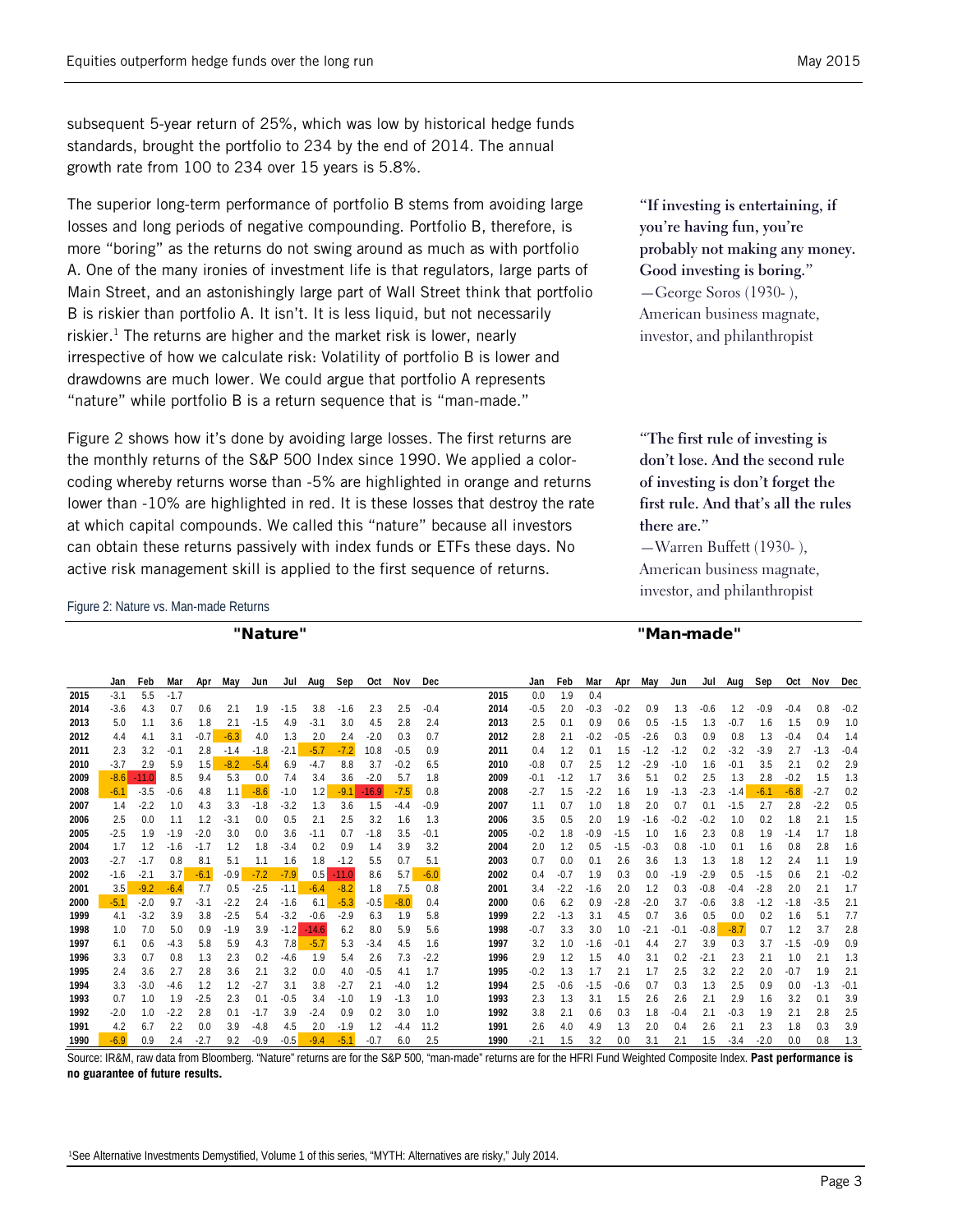subsequent 5-year return of 25%, which was low by historical hedge funds standards, brought the portfolio to 234 by the end of 2014. The annual growth rate from 100 to 234 over 15 years is 5.8%.

The superior long-term performance of portfolio B stems from avoiding large losses and long periods of negative compounding. Portfolio B, therefore, is more "boring" as the returns do not swing around as much as with portfolio A. One of the many ironies of investment life is that regulators, large parts of Main Street, and an astonishingly large part of Wall Street think that portfolio B is riskier than portfolio A. It isn't. It is less liquid, but not necessarily riskier.[1] The returns are higher and the market risk is lower, nearly irrespective of how we calculate risk: Volatility of portfolio B is lower and drawdowns are much lower. We could argue that portfolio A represents "nature" while portfolio B is a return sequence that is "man-made."

> **"If investing is entertaining, if you're having fun, you're probably not making any money. Good investing is boring."**
> —George Soros (1930- ), American business magnate, investor, and philanthropist

Figure 2 shows how it's done by avoiding large losses. The first returns are the monthly returns of the S&P 500 Index since 1990. We applied a color-coding whereby returns worse than -5% are highlighted in orange and returns lower than -10% are highlighted in red. It is these losses that destroy the rate at which capital compounds. We called this "nature" because all investors can obtain these returns passively with index funds or ETFs these days. No active risk management skill is applied to the first sequence of returns.

> **"The first rule of investing is don't lose. And the second rule of investing is don't forget the first rule. And that's all the rules there are."**
> —Warren Buffett (1930- ), American business magnate, investor, and philanthropist

Figure 2: Nature vs. Man-made Returns

**"Nature"**

| | Jan | Feb | Mar | Apr | May | Jun | Jul | Aug | Sep | Oct | Nov | Dec |
|---|---|---|---|---|---|---|---|---|---|---|---|---|
| 2015 | -3.1 | 5.5 | -1.7 | | | | | | | | | |
| 2014 | -3.6 | 4.3 | 0.7 | 0.6 | 2.1 | 1.9 | -1.5 | 3.8 | -1.6 | 2.3 | 2.5 | -0.4 |
| 2013 | 5.0 | 1.1 | 3.6 | 1.8 | 2.1 | -1.5 | 4.9 | -3.1 | 3.0 | 4.5 | 2.8 | 2.4 |
| 2012 | 4.4 | 4.1 | 3.1 | -0.7 | -6.3 | 4.0 | 1.3 | 2.0 | 2.4 | -2.0 | 0.3 | 0.7 |
| 2011 | 2.3 | 3.2 | -0.1 | 2.8 | -1.4 | -1.8 | -2.1 | -5.7 | -7.2 | 10.8 | -0.5 | 0.9 |
| 2010 | -3.7 | 2.9 | 5.9 | 1.5 | -8.2 | -5.4 | 6.9 | -4.7 | 8.8 | 3.7 | -0.2 | 6.5 |
| 2009 | -8.6 | -11.0 | 8.5 | 9.4 | 5.3 | 0.0 | 7.4 | 3.4 | 3.6 | -2.0 | 5.7 | 1.8 |
| 2008 | -6.1 | -3.5 | -0.6 | 4.8 | 1.1 | -8.6 | -1.0 | 1.2 | -9.1 | -16.9 | -7.5 | 0.8 |
| 2007 | 1.4 | -2.2 | 1.0 | 4.3 | 3.3 | -1.8 | -3.2 | 1.3 | 3.6 | 1.5 | -4.4 | -0.9 |
| 2006 | 2.5 | 0.0 | 1.1 | 1.2 | -3.1 | 0.0 | 0.5 | 2.1 | 2.5 | 3.2 | 1.6 | 1.3 |
| 2005 | -2.5 | 1.9 | -1.9 | -2.0 | 3.0 | 0.0 | 3.6 | -1.1 | 0.7 | -1.8 | 3.5 | -0.1 |
| 2004 | 1.7 | 1.2 | -1.6 | -1.7 | 1.2 | 1.8 | -3.4 | 0.2 | 0.9 | 1.4 | 3.9 | 3.2 |
| 2003 | -2.7 | -1.7 | 0.8 | 8.1 | 5.1 | 1.1 | 1.6 | 1.8 | -1.2 | 5.5 | 0.7 | 5.1 |
| 2002 | -1.6 | -2.1 | 3.7 | -6.1 | -0.9 | -7.2 | -7.9 | 0.5 | -11.0 | 8.6 | 5.7 | -6.0 |
| 2001 | 3.5 | -9.2 | -6.4 | 7.7 | 0.5 | -2.5 | -1.1 | -6.4 | -8.2 | 1.8 | 7.5 | 0.8 |
| 2000 | -5.1 | -2.0 | 9.7 | -3.1 | -2.2 | 2.4 | -1.6 | 6.1 | -5.3 | -0.5 | -8.0 | 0.4 |
| 1999 | 4.1 | -3.2 | 3.9 | 3.8 | -2.5 | 5.4 | -3.2 | -0.6 | -2.9 | 6.3 | 1.9 | 5.8 |
| 1998 | 1.0 | 7.0 | 5.0 | 0.9 | -1.9 | 3.9 | -1.2 | -14.6 | 6.2 | 8.0 | 5.9 | 5.6 |
| 1997 | 6.1 | 0.6 | -4.3 | 5.8 | 5.9 | 4.3 | 7.8 | -5.7 | 5.3 | -3.4 | 4.5 | 1.6 |
| 1996 | 3.3 | 0.7 | 0.8 | 1.3 | 2.3 | 0.2 | -4.6 | 1.9 | 5.4 | 2.6 | 7.3 | -2.2 |
| 1995 | 2.4 | 3.6 | 2.7 | 2.8 | 3.6 | 2.1 | 3.2 | 0.0 | 4.0 | -0.5 | 4.1 | 1.7 |
| 1994 | 3.3 | -3.0 | -4.6 | 1.2 | 1.2 | -2.7 | 3.1 | 3.8 | -2.7 | 2.1 | -4.0 | 1.2 |
| 1993 | 0.7 | 1.0 | 1.9 | -2.5 | 2.3 | 0.1 | -0.5 | 3.4 | -1.0 | 1.9 | -1.3 | 1.0 |
| 1992 | -2.0 | 1.0 | -2.2 | 2.8 | 0.1 | -1.7 | 3.9 | -2.4 | 0.9 | 0.2 | 3.0 | 1.0 |
| 1991 | 4.2 | 6.7 | 2.2 | 0.0 | 3.9 | -4.8 | 4.5 | 2.0 | -1.9 | 1.2 | -4.4 | 11.2 |
| 1990 | -6.9 | 0.9 | 2.4 | -2.7 | 9.2 | -0.9 | -0.5 | -9.4 | -5.1 | -0.7 | 6.0 | 2.5 |

**"Man-made"**

| | Jan | Feb | Mar | Apr | May | Jun | Jul | Aug | Sep | Oct | Nov | Dec |
|---|---|---|---|---|---|---|---|---|---|---|---|---|
| 2015 | 0.0 | 1.9 | 0.4 | | | | | | | | | |
| 2014 | -0.5 | 2.0 | -0.3 | -0.2 | 0.9 | 1.3 | -0.6 | 1.2 | -0.9 | -0.4 | 0.8 | -0.2 |
| 2013 | 2.5 | 0.1 | 0.9 | 0.6 | 0.5 | -1.5 | 1.3 | -0.7 | 1.6 | 1.5 | 0.9 | 1.0 |
| 2012 | 2.8 | 2.1 | -0.2 | -0.5 | -2.6 | 0.3 | 0.9 | 0.8 | 1.3 | -0.4 | 0.4 | 1.4 |
| 2011 | 0.4 | 1.2 | 0.1 | 1.5 | -1.2 | -1.2 | 0.2 | -3.2 | -3.9 | 2.7 | -1.3 | -0.4 |
| 2010 | -0.8 | 0.7 | 2.5 | 1.2 | -2.9 | -1.0 | 1.6 | -0.1 | 3.5 | 2.1 | 0.2 | 2.9 |
| 2009 | -0.1 | -1.2 | 1.7 | 3.6 | 5.1 | 0.2 | 2.5 | 1.3 | 2.8 | -0.2 | 1.5 | 1.3 |
| 2008 | -2.7 | 1.5 | -2.2 | 1.6 | 1.9 | -1.3 | -2.3 | -1.4 | -6.1 | -6.8 | -2.7 | 0.2 |
| 2007 | 1.1 | 0.7 | 1.0 | 1.8 | 2.0 | 0.7 | 0.1 | -1.5 | 2.7 | 2.8 | -2.2 | 0.5 |
| 2006 | 3.5 | 0.5 | 2.0 | 1.9 | -1.6 | -0.2 | -0.2 | 1.0 | 0.2 | 1.8 | 2.1 | 1.5 |
| 2005 | -0.2 | 1.8 | -0.9 | -1.5 | 1.0 | 1.6 | 2.3 | 0.8 | 1.9 | -1.4 | 1.7 | 1.8 |
| 2004 | 2.0 | 1.2 | 0.5 | -1.5 | -0.3 | 0.8 | -1.0 | 0.1 | 1.6 | 0.8 | 2.8 | 1.6 |
| 2003 | 0.7 | 0.0 | 0.1 | 2.6 | 3.6 | 1.3 | 1.3 | 1.8 | 1.2 | 2.4 | 1.1 | 1.9 |
| 2002 | 0.4 | -0.7 | 1.9 | 0.3 | 0.0 | -1.9 | -2.9 | 0.5 | -1.5 | 0.6 | 2.1 | -0.2 |
| 2001 | 3.4 | -2.2 | -1.6 | 2.0 | 1.2 | 0.3 | -0.8 | -0.4 | -2.8 | 2.0 | 2.1 | 1.7 |
| 2000 | 0.6 | 6.2 | 0.9 | -2.8 | -2.0 | 3.7 | -0.6 | 3.8 | -1.2 | -1.8 | -3.5 | 2.1 |
| 1999 | 2.2 | -1.3 | 3.1 | 4.5 | 0.7 | 3.6 | 0.5 | 0.0 | 0.2 | 1.6 | 5.1 | 7.7 |
| 1998 | -0.7 | 3.3 | 3.0 | 1.0 | -2.1 | -0.1 | -0.8 | -8.7 | 0.7 | 1.2 | 3.7 | 2.8 |
| 1997 | 3.2 | 1.0 | -1.6 | -0.1 | 4.4 | 2.7 | 3.9 | 0.3 | 3.7 | -1.5 | -0.9 | 0.9 |
| 1996 | 2.9 | 1.2 | 1.5 | 4.0 | 3.1 | 0.2 | -2.1 | 2.3 | 2.1 | 1.0 | 2.1 | 1.3 |
| 1995 | -0.2 | 1.3 | 1.7 | 2.1 | 1.7 | 2.5 | 3.2 | 2.2 | 2.0 | -0.7 | 1.9 | 2.1 |
| 1994 | 2.5 | -0.6 | -1.5 | -0.6 | 0.7 | 0.3 | 1.3 | 2.5 | 0.9 | 0.0 | -1.3 | -0.1 |
| 1993 | 2.3 | 1.3 | 3.1 | 1.5 | 2.6 | 2.6 | 2.1 | 2.9 | 1.6 | 3.2 | 0.1 | 3.9 |
| 1992 | 3.8 | 2.1 | 0.6 | 0.3 | 1.8 | -0.4 | 2.1 | -0.3 | 1.9 | 2.1 | 2.8 | 2.5 |
| 1991 | 2.6 | 4.0 | 4.9 | 1.3 | 2.0 | 0.4 | 2.6 | 2.1 | 2.3 | 1.8 | 0.3 | 3.9 |
| 1990 | -2.1 | 1.5 | 3.2 | 0.0 | 3.1 | 2.1 | 1.5 | -3.4 | -2.0 | 0.0 | 0.8 | 1.3 |

Source: IR&M, raw data from Bloomberg. "Nature" returns are for the S&P 500, "man-made" returns are for the HFRI Fund Weighted Composite Index. **Past performance is no guarantee of future results.**

[1]See Alternative Investments Demystified, Volume 1 of this series, "MYTH: Alternatives are risky," July 2014.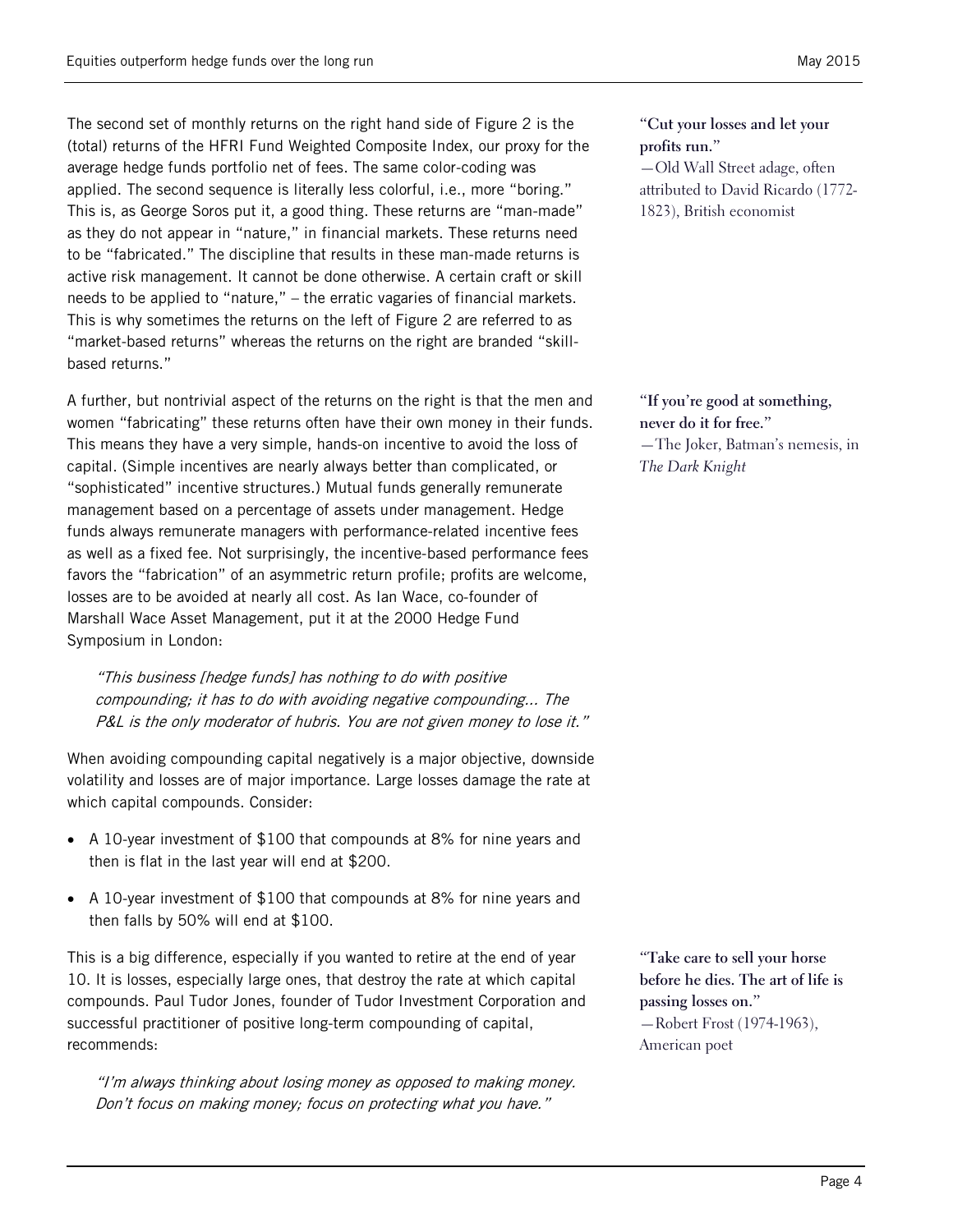The second set of monthly returns on the right hand side of Figure 2 is the (total) returns of the HFRI Fund Weighted Composite Index, our proxy for the average hedge funds portfolio net of fees. The same color-coding was applied. The second sequence is literally less colorful, i.e., more "boring." This is, as George Soros put it, a good thing. These returns are "man-made" as they do not appear in "nature," in financial markets. These returns need to be "fabricated." The discipline that results in these man-made returns is active risk management. It cannot be done otherwise. A certain craft or skill needs to be applied to "nature," – the erratic vagaries of financial markets. This is why sometimes the returns on the left of Figure 2 are referred to as "market-based returns" whereas the returns on the right are branded "skill-based returns."

> **"Cut your losses and let your profits run."**
> —Old Wall Street adage, often attributed to David Ricardo (1772-1823), British economist

A further, but nontrivial aspect of the returns on the right is that the men and women "fabricating" these returns often have their own money in their funds. This means they have a very simple, hands-on incentive to avoid the loss of capital. (Simple incentives are nearly always better than complicated, or "sophisticated" incentive structures.) Mutual funds generally remunerate management based on a percentage of assets under management. Hedge funds always remunerate managers with performance-related incentive fees as well as a fixed fee. Not surprisingly, the incentive-based performance fees favors the "fabrication" of an asymmetric return profile; profits are welcome, losses are to be avoided at nearly all cost. As Ian Wace, co-founder of Marshall Wace Asset Management, put it at the 2000 Hedge Fund Symposium in London:

> **"If you're good at something, never do it for free."**
> —The Joker, Batman's nemesis, in *The Dark Knight*

> *"This business [hedge funds] has nothing to do with positive compounding; it has to do with avoiding negative compounding... The P&L is the only moderator of hubris. You are not given money to lose it."*

When avoiding compounding capital negatively is a major objective, downside volatility and losses are of major importance. Large losses damage the rate at which capital compounds. Consider:

- A 10-year investment of $100 that compounds at 8% for nine years and then is flat in the last year will end at $200.
- A 10-year investment of $100 that compounds at 8% for nine years and then falls by 50% will end at $100.

This is a big difference, especially if you wanted to retire at the end of year 10. It is losses, especially large ones, that destroy the rate at which capital compounds. Paul Tudor Jones, founder of Tudor Investment Corporation and successful practitioner of positive long-term compounding of capital, recommends:

> **"Take care to sell your horse before he dies. The art of life is passing losses on."**
> —Robert Frost (1974-1963), American poet

> *"I'm always thinking about losing money as opposed to making money. Don't focus on making money; focus on protecting what you have."*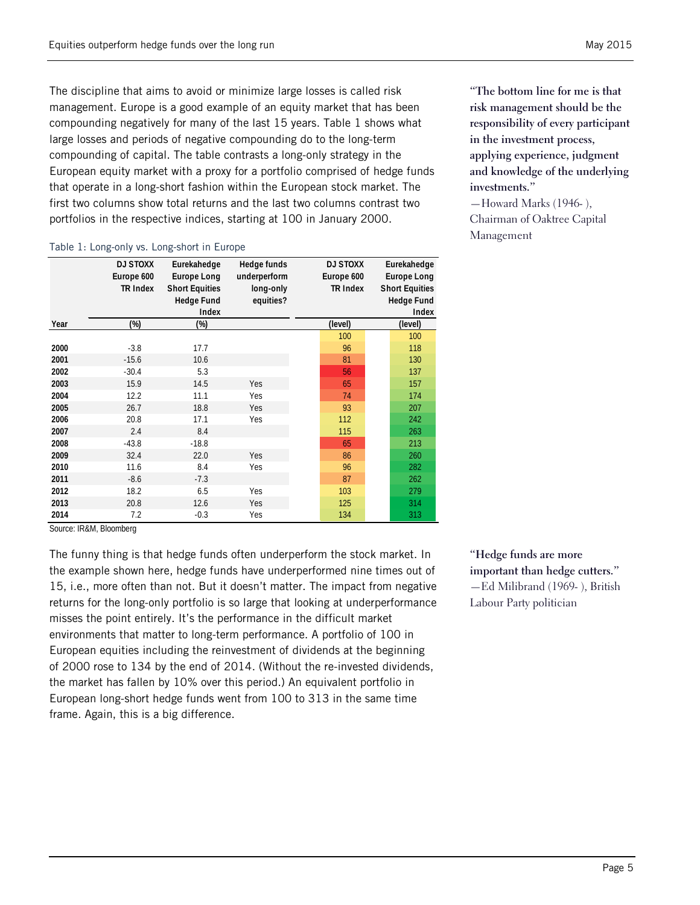The discipline that aims to avoid or minimize large losses is called risk management. Europe is a good example of an equity market that has been compounding negatively for many of the last 15 years. Table 1 shows what large losses and periods of negative compounding do to the long-term compounding of capital. The table contrasts a long-only strategy in the European equity market with a proxy for a portfolio comprised of hedge funds that operate in a long-short fashion within the European stock market. The first two columns show total returns and the last two columns contrast two portfolios in the respective indices, starting at 100 in January 2000.

> **"The bottom line for me is that risk management should be the responsibility of every participant in the investment process, applying experience, judgment and knowledge of the underlying investments."**
> —Howard Marks (1946- ), Chairman of Oaktree Capital Management

Table 1: Long-only vs. Long-short in Europe

| Year | DJ STOXX Europe 600 TR Index (%) | Eurekahedge Europe Long Short Equities Hedge Fund Index (%) | Hedge funds underperform long-only equities? | DJ STOXX Europe 600 TR Index (level) | Eurekahedge Europe Long Short Equities Hedge Fund Index (level) |
|---|---|---|---|---|---|
| | | | | 100 | 100 |
| 2000 | -3.8 | 17.7 | | 96 | 118 |
| 2001 | -15.6 | 10.6 | | 81 | 130 |
| 2002 | -30.4 | 5.3 | | 56 | 137 |
| 2003 | 15.9 | 14.5 | Yes | 65 | 157 |
| 2004 | 12.2 | 11.1 | Yes | 74 | 174 |
| 2005 | 26.7 | 18.8 | Yes | 93 | 207 |
| 2006 | 20.8 | 17.1 | Yes | 112 | 242 |
| 2007 | 2.4 | 8.4 | | 115 | 263 |
| 2008 | -43.8 | -18.8 | | 65 | 213 |
| 2009 | 32.4 | 22.0 | Yes | 86 | 260 |
| 2010 | 11.6 | 8.4 | Yes | 96 | 282 |
| 2011 | -8.6 | -7.3 | | 87 | 262 |
| 2012 | 18.2 | 6.5 | Yes | 103 | 279 |
| 2013 | 20.8 | 12.6 | Yes | 125 | 314 |
| 2014 | 7.2 | -0.3 | Yes | 134 | 313 |

Source: IR&M, Bloomberg

The funny thing is that hedge funds often underperform the stock market. In the example shown here, hedge funds have underperformed nine times out of 15, i.e., more often than not. But it doesn't matter. The impact from negative returns for the long-only portfolio is so large that looking at underperformance misses the point entirely. It's the performance in the difficult market environments that matter to long-term performance. A portfolio of 100 in European equities including the reinvestment of dividends at the beginning of 2000 rose to 134 by the end of 2014. (Without the re-invested dividends, the market has fallen by 10% over this period.) An equivalent portfolio in European long-short hedge funds went from 100 to 313 in the same time frame. Again, this is a big difference.

> **"Hedge funds are more important than hedge cutters."**
> —Ed Milibrand (1969- ), British Labour Party politician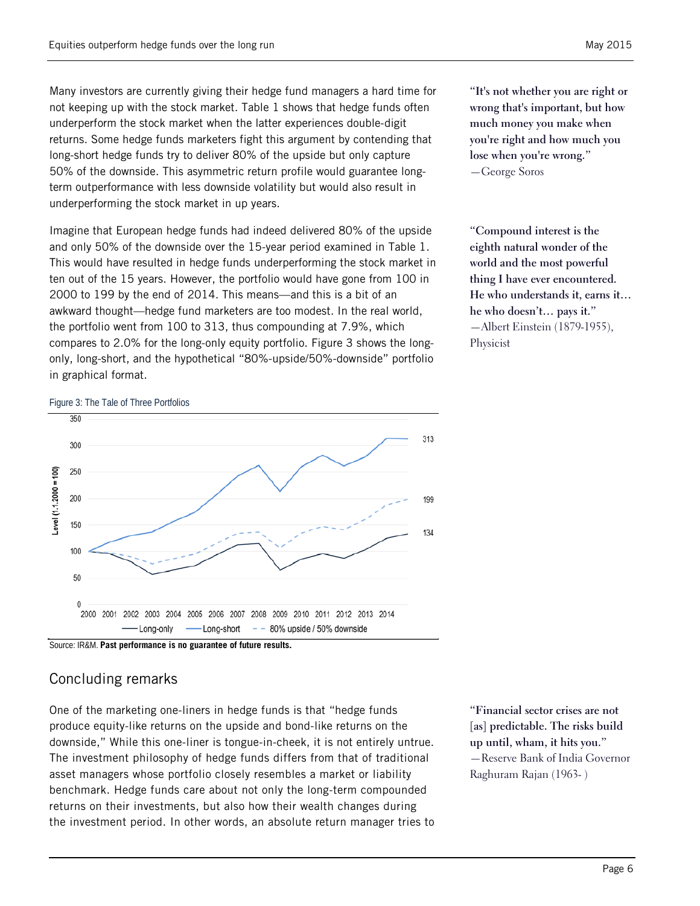Many investors are currently giving their hedge fund managers a hard time for not keeping up with the stock market. Table 1 shows that hedge funds often underperform the stock market when the latter experiences double-digit returns. Some hedge funds marketers fight this argument by contending that long-short hedge funds try to deliver 80% of the upside but only capture 50% of the downside. This asymmetric return profile would guarantee long-term outperformance with less downside volatility but would also result in underperforming the stock market in up years.

"It's not whether you are right or wrong that's important, but how much money you make when you're right and how much you lose when you're wrong."
—George Soros

Imagine that European hedge funds had indeed delivered 80% of the upside and only 50% of the downside over the 15-year period examined in Table 1. This would have resulted in hedge funds underperforming the stock market in ten out of the 15 years. However, the portfolio would have gone from 100 in 2000 to 199 by the end of 2014. This means—and this is a bit of an awkward thought—hedge fund marketers are too modest. In the real world, the portfolio went from 100 to 313, thus compounding at 7.9%, which compares to 2.0% for the long-only equity portfolio. Figure 3 shows the long-only, long-short, and the hypothetical "80%-upside/50%-downside" portfolio in graphical format.

"Compound interest is the eighth natural wonder of the world and the most powerful thing I have ever encountered. He who understands it, earns it… he who doesn't… pays it."
—Albert Einstein (1879-1955), Physicist

Figure 3: The Tale of Three Portfolios

Source: IR&M. **Past performance is no guarantee of future results.**

## Concluding remarks

One of the marketing one-liners in hedge funds is that "hedge funds produce equity-like returns on the upside and bond-like returns on the downside," While this one-liner is tongue-in-cheek, it is not entirely untrue. The investment philosophy of hedge funds differs from that of traditional asset managers whose portfolio closely resembles a market or liability benchmark. Hedge funds care about not only the long-term compounded returns on their investments, but also how their wealth changes during the investment period. In other words, an absolute return manager tries to

"Financial sector crises are not [as] predictable. The risks build up until, wham, it hits you."
—Reserve Bank of India Governor Raghuram Rajan (1963- )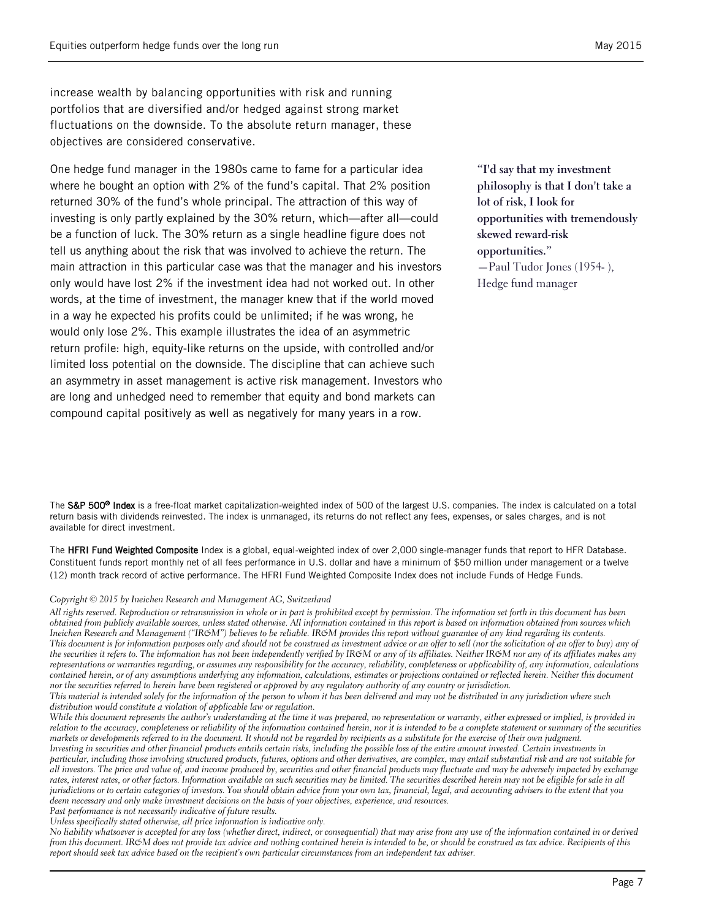increase wealth by balancing opportunities with risk and running portfolios that are diversified and/or hedged against strong market fluctuations on the downside. To the absolute return manager, these objectives are considered conservative.

One hedge fund manager in the 1980s came to fame for a particular idea where he bought an option with 2% of the fund's capital. That 2% position returned 30% of the fund's whole principal. The attraction of this way of investing is only partly explained by the 30% return, which—after all—could be a function of luck. The 30% return as a single headline figure does not tell us anything about the risk that was involved to achieve the return. The main attraction in this particular case was that the manager and his investors only would have lost 2% if the investment idea had not worked out. In other words, at the time of investment, the manager knew that if the world moved in a way he expected his profits could be unlimited; if he was wrong, he would only lose 2%. This example illustrates the idea of an asymmetric return profile: high, equity-like returns on the upside, with controlled and/or limited loss potential on the downside. The discipline that can achieve such an asymmetry in asset management is active risk management. Investors who are long and unhedged need to remember that equity and bond markets can compound capital positively as well as negatively for many years in a row.

> **"I'd say that my investment philosophy is that I don't take a lot of risk, I look for opportunities with tremendously skewed reward-risk opportunities."**
> —Paul Tudor Jones (1954- ), Hedge fund manager

The **S&P 500® Index** is a free-float market capitalization-weighted index of 500 of the largest U.S. companies. The index is calculated on a total return basis with dividends reinvested. The index is unmanaged, its returns do not reflect any fees, expenses, or sales charges, and is not available for direct investment.

The **HFRI Fund Weighted Composite** Index is a global, equal-weighted index of over 2,000 single-manager funds that report to HFR Database. Constituent funds report monthly net of all fees performance in U.S. dollar and have a minimum of $50 million under management or a twelve (12) month track record of active performance. The HFRI Fund Weighted Composite Index does not include Funds of Hedge Funds.

*Copyright © 2015 by Ineichen Research and Management AG, Switzerland*

*All rights reserved. Reproduction or retransmission in whole or in part is prohibited except by permission. The information set forth in this document has been obtained from publicly available sources, unless stated otherwise. All information contained in this report is based on information obtained from sources which Ineichen Research and Management ("IR&M") believes to be reliable. IR&M provides this report without guarantee of any kind regarding its contents. This document is for information purposes only and should not be construed as investment advice or an offer to sell (nor the solicitation of an offer to buy) any of the securities it refers to. The information has not been independently verified by IR&M or any of its affiliates. Neither IR&M nor any of its affiliates makes any representations or warranties regarding, or assumes any responsibility for the accuracy, reliability, completeness or applicability of, any information, calculations contained herein, or of any assumptions underlying any information, calculations, estimates or projections contained or reflected herein. Neither this document nor the securities referred to herein have been registered or approved by any regulatory authority of any country or jurisdiction.*
*This material is intended solely for the information of the person to whom it has been delivered and may not be distributed in any jurisdiction where such distribution would constitute a violation of applicable law or regulation.*
*While this document represents the author's understanding at the time it was prepared, no representation or warranty, either expressed or implied, is provided in relation to the accuracy, completeness or reliability of the information contained herein, nor it is intended to be a complete statement or summary of the securities markets or developments referred to in the document. It should not be regarded by recipients as a substitute for the exercise of their own judgment.*
*Investing in securities and other financial products entails certain risks, including the possible loss of the entire amount invested. Certain investments in particular, including those involving structured products, futures, options and other derivatives, are complex, may entail substantial risk and are not suitable for all investors. The price and value of, and income produced by, securities and other financial products may fluctuate and may be adversely impacted by exchange rates, interest rates, or other factors. Information available on such securities may be limited. The securities described herein may not be eligible for sale in all jurisdictions or to certain categories of investors. You should obtain advice from your own tax, financial, legal, and accounting advisers to the extent that you deem necessary and only make investment decisions on the basis of your objectives, experience, and resources.*
*Past performance is not necessarily indicative of future results.*
*Unless specifically stated otherwise, all price information is indicative only.*
*No liability whatsoever is accepted for any loss (whether direct, indirect, or consequential) that may arise from any use of the information contained in or derived from this document. IR&M does not provide tax advice and nothing contained herein is intended to be, or should be construed as tax advice. Recipients of this report should seek tax advice based on the recipient's own particular circumstances from an independent tax adviser.*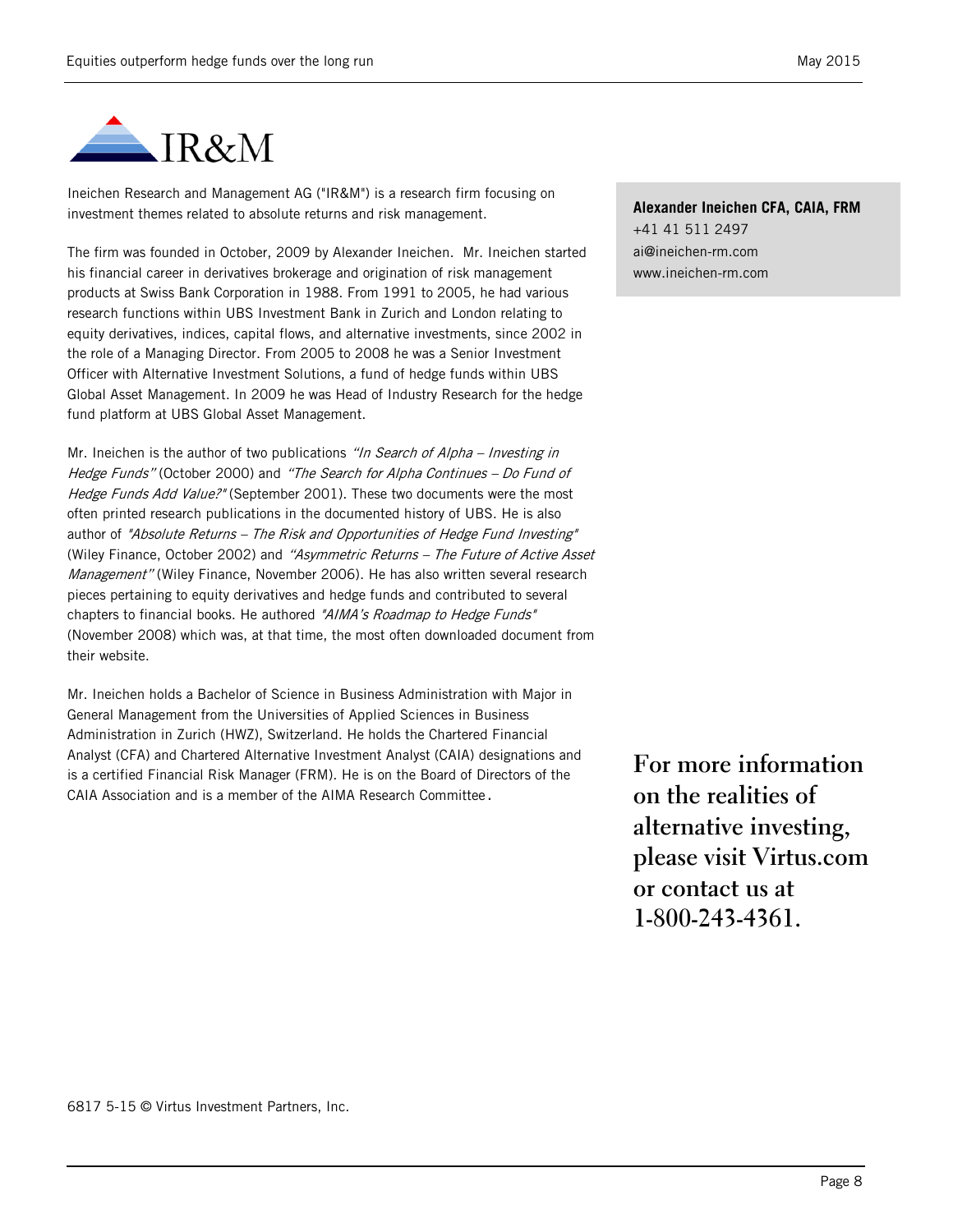IR&M

Ineichen Research and Management AG ("IR&M") is a research firm focusing on investment themes related to absolute returns and risk management.

The firm was founded in October, 2009 by Alexander Ineichen. Mr. Ineichen started his financial career in derivatives brokerage and origination of risk management products at Swiss Bank Corporation in 1988. From 1991 to 2005, he had various research functions within UBS Investment Bank in Zurich and London relating to equity derivatives, indices, capital flows, and alternative investments, since 2002 in the role of a Managing Director. From 2005 to 2008 he was a Senior Investment Officer with Alternative Investment Solutions, a fund of hedge funds within UBS Global Asset Management. In 2009 he was Head of Industry Research for the hedge fund platform at UBS Global Asset Management.

Mr. Ineichen is the author of two publications *"In Search of Alpha – Investing in Hedge Funds"* (October 2000) and *"The Search for Alpha Continues – Do Fund of Hedge Funds Add Value?"* (September 2001). These two documents were the most often printed research publications in the documented history of UBS. He is also author of *"Absolute Returns – The Risk and Opportunities of Hedge Fund Investing"* (Wiley Finance, October 2002) and *"Asymmetric Returns – The Future of Active Asset Management"* (Wiley Finance, November 2006). He has also written several research pieces pertaining to equity derivatives and hedge funds and contributed to several chapters to financial books. He authored *"AIMA's Roadmap to Hedge Funds"* (November 2008) which was, at that time, the most often downloaded document from their website.

Mr. Ineichen holds a Bachelor of Science in Business Administration with Major in General Management from the Universities of Applied Sciences in Business Administration in Zurich (HWZ), Switzerland. He holds the Chartered Financial Analyst (CFA) and Chartered Alternative Investment Analyst (CAIA) designations and is a certified Financial Risk Manager (FRM). He is on the Board of Directors of the CAIA Association and is a member of the AIMA Research Committee.

**Alexander Ineichen CFA, CAIA, FRM**
+41 41 511 2497
ai@ineichen-rm.com
www.ineichen-rm.com

**For more information on the realities of alternative investing, please visit Virtus.com or contact us at 1-800-243-4361.**

6817 5-15 © Virtus Investment Partners, Inc.